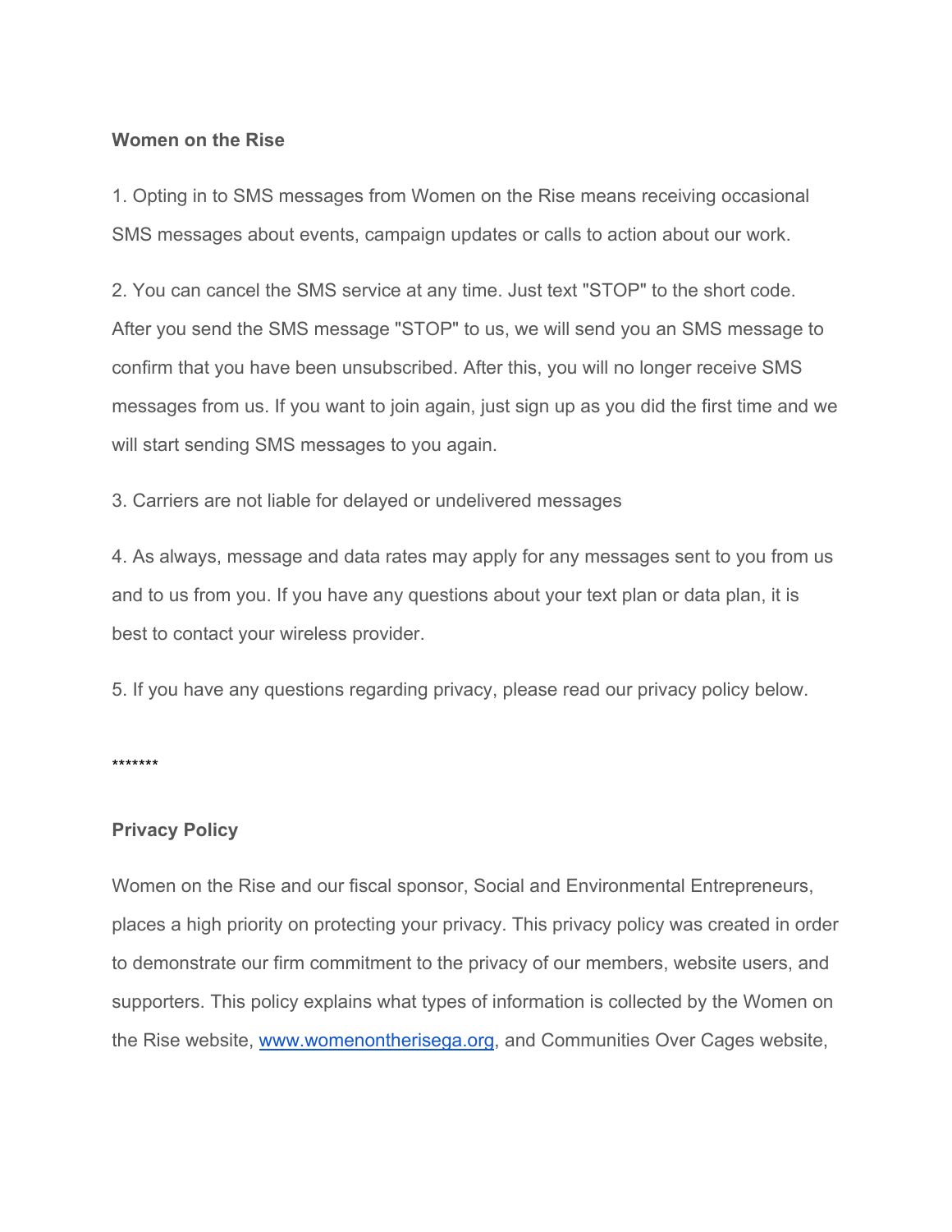**Women on the Rise**

1. Opting in to SMS messages from Women on the Rise means receiving occasional SMS messages about events, campaign updates or calls to action about our work.

2. You can cancel the SMS service at any time. Just text "STOP" to the short code. After you send the SMS message "STOP" to us, we will send you an SMS message to confirm that you have been unsubscribed. After this, you will no longer receive SMS messages from us. If you want to join again, just sign up as you did the first time and we will start sending SMS messages to you again.

3. Carriers are not liable for delayed or undelivered messages

4. As always, message and data rates may apply for any messages sent to you from us and to us from you. If you have any questions about your text plan or data plan, it is best to contact your wireless provider.

5. If you have any questions regarding privacy, please read our privacy policy below.

*******

**Privacy Policy**

Women on the Rise and our fiscal sponsor, Social and Environmental Entrepreneurs, places a high priority on protecting your privacy. This privacy policy was created in order to demonstrate our firm commitment to the privacy of our members, website users, and supporters. This policy explains what types of information is collected by the Women on the Rise website, [www.womenontherisega.org](http://www.womenontherisega.org), and Communities Over Cages website,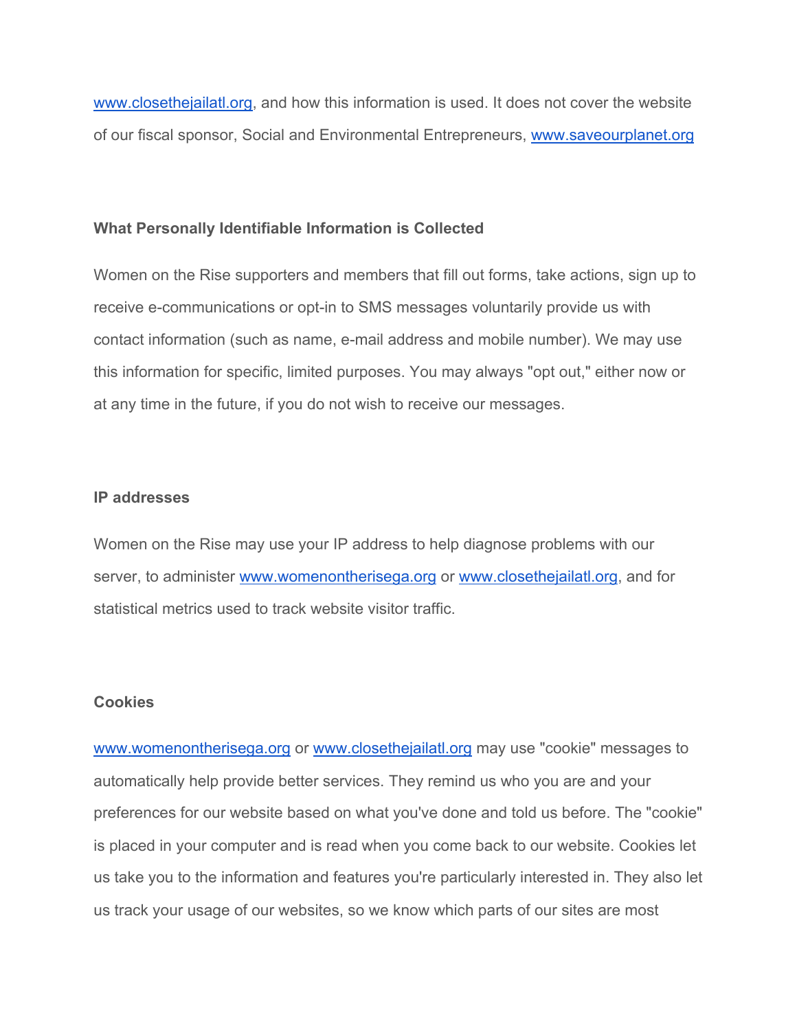www.closethejailatl.org, and how this information is used. It does not cover the website of our fiscal sponsor, Social and Environmental Entrepreneurs, www.saveourplanet.org

**What Personally Identifiable Information is Collected**

Women on the Rise supporters and members that fill out forms, take actions, sign up to receive e-communications or opt-in to SMS messages voluntarily provide us with contact information (such as name, e-mail address and mobile number). We may use this information for specific, limited purposes. You may always "opt out," either now or at any time in the future, if you do not wish to receive our messages.

**IP addresses**

Women on the Rise may use your IP address to help diagnose problems with our server, to administer www.womenontherisega.org or www.closethejailatl.org, and for statistical metrics used to track website visitor traffic.

**Cookies**

www.womenontherisega.org or www.closethejailatl.org may use "cookie" messages to automatically help provide better services. They remind us who you are and your preferences for our website based on what you've done and told us before. The "cookie" is placed in your computer and is read when you come back to our website. Cookies let us take you to the information and features you're particularly interested in. They also let us track your usage of our websites, so we know which parts of our sites are most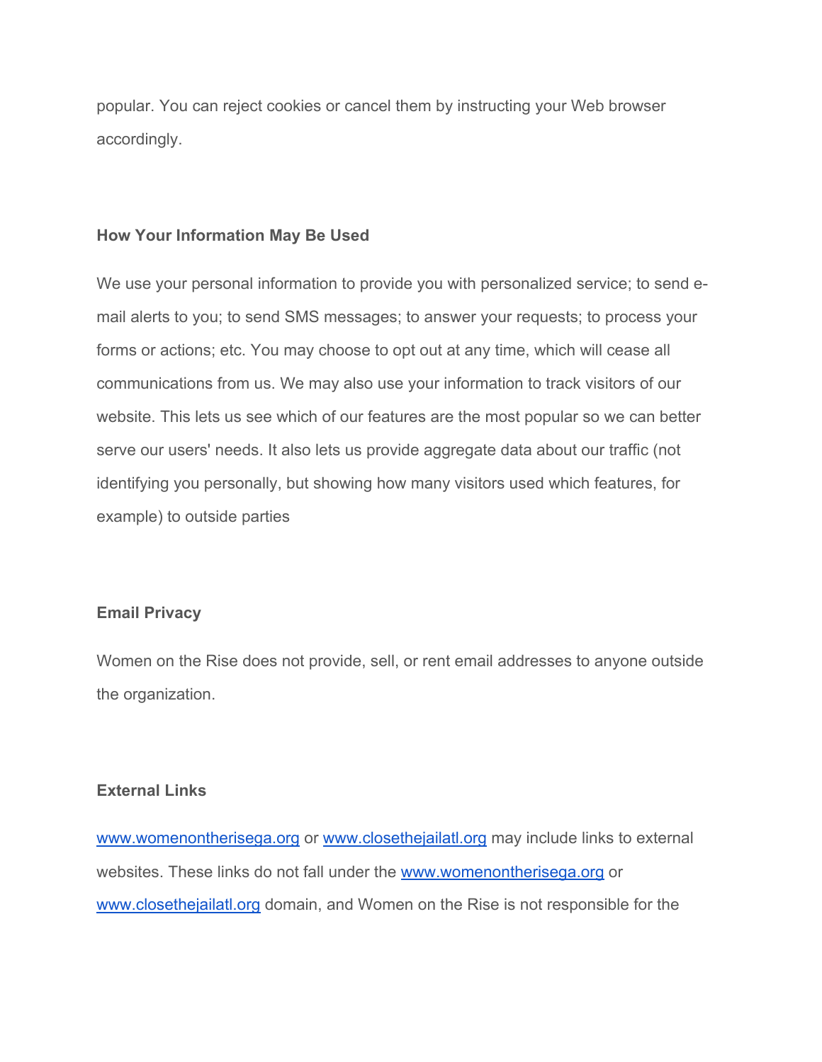popular. You can reject cookies or cancel them by instructing your Web browser accordingly.

**How Your Information May Be Used**

We use your personal information to provide you with personalized service; to send e-mail alerts to you; to send SMS messages; to answer your requests; to process your forms or actions; etc. You may choose to opt out at any time, which will cease all communications from us. We may also use your information to track visitors of our website. This lets us see which of our features are the most popular so we can better serve our users' needs. It also lets us provide aggregate data about our traffic (not identifying you personally, but showing how many visitors used which features, for example) to outside parties

**Email Privacy**

Women on the Rise does not provide, sell, or rent email addresses to anyone outside the organization.

**External Links**

[www.womenontherisega.org](http://www.womenontherisega.org) or [www.closethejailatl.org](http://www.closethejailatl.org) may include links to external websites. These links do not fall under the [www.womenontherisega.org](http://www.womenontherisega.org) or [www.closethejailatl.org](http://www.closethejailatl.org) domain, and Women on the Rise is not responsible for the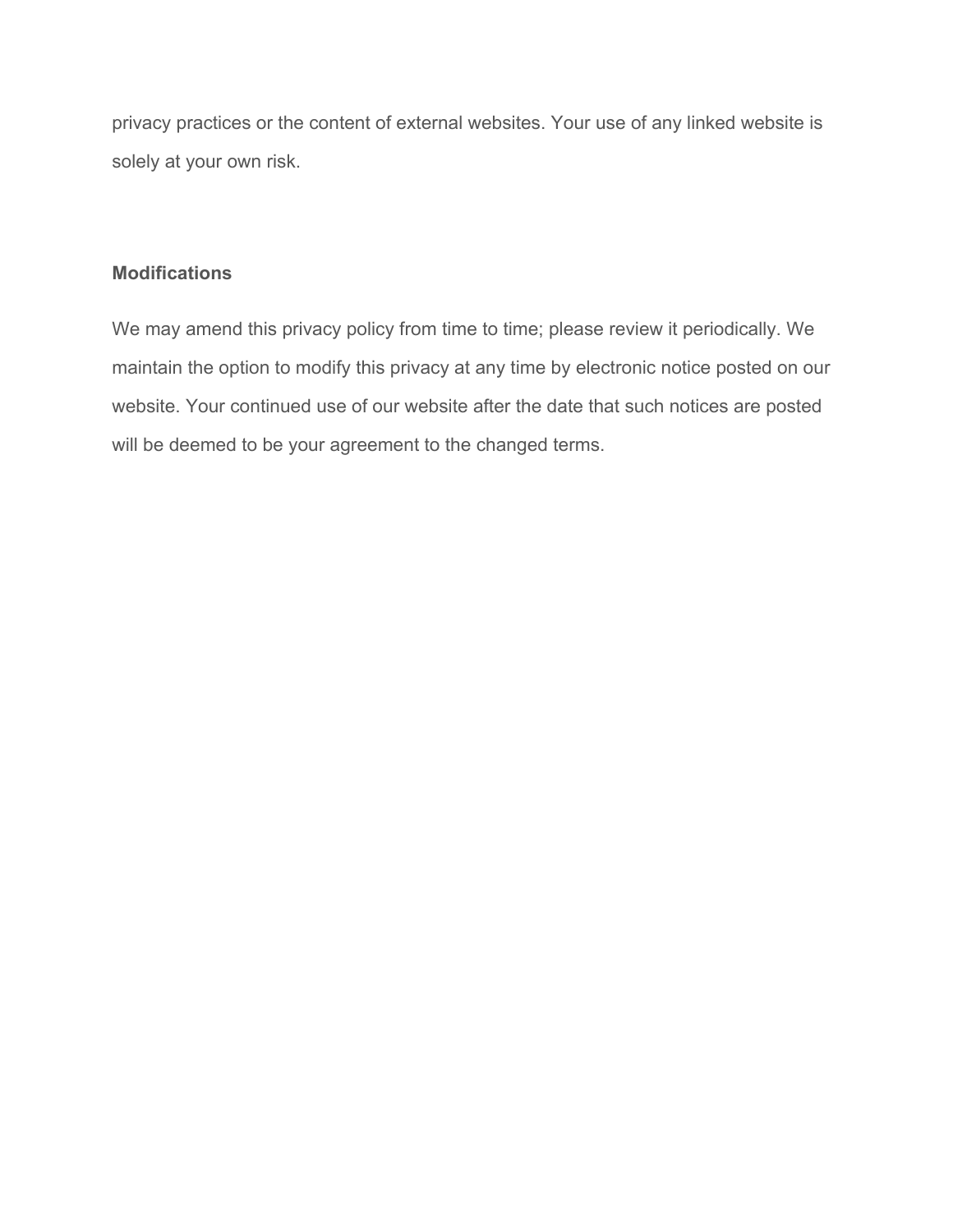privacy practices or the content of external websites. Your use of any linked website is solely at your own risk.

**Modifications**

We may amend this privacy policy from time to time; please review it periodically. We maintain the option to modify this privacy at any time by electronic notice posted on our website. Your continued use of our website after the date that such notices are posted will be deemed to be your agreement to the changed terms.